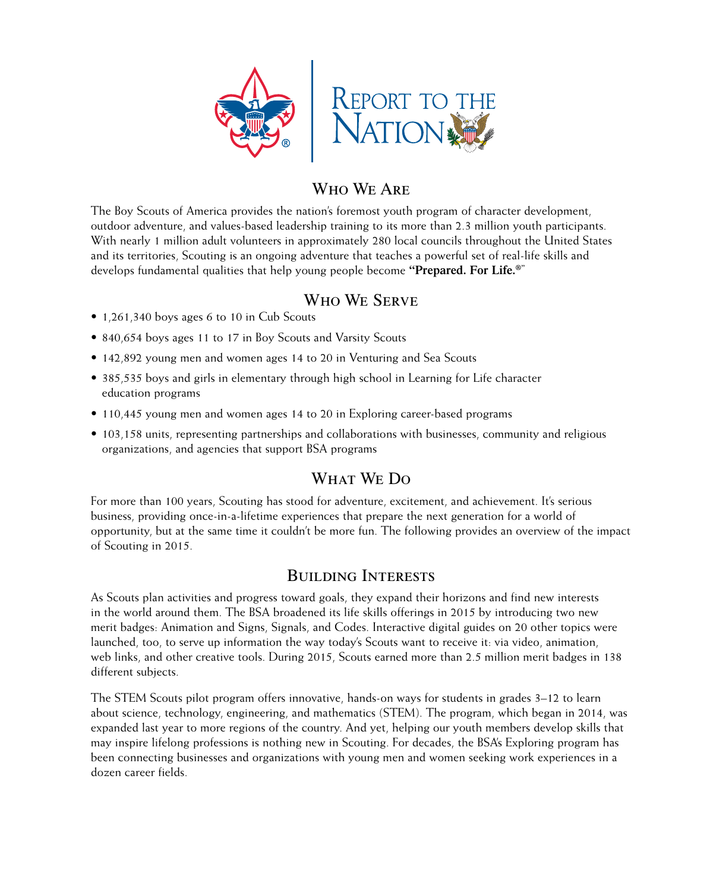# Report to the Nation

## Who We Are

The Boy Scouts of America provides the nation's foremost youth program of character development, outdoor adventure, and values-based leadership training to its more than 2.3 million youth participants. With nearly 1 million adult volunteers in approximately 280 local councils throughout the United States and its territories, Scouting is an ongoing adventure that teaches a powerful set of real-life skills and develops fundamental qualities that help young people become **"Prepared. For Life.®"**

## Who We Serve

- 1,261,340 boys ages 6 to 10 in Cub Scouts
- 840,654 boys ages 11 to 17 in Boy Scouts and Varsity Scouts
- 142,892 young men and women ages 14 to 20 in Venturing and Sea Scouts
- 385,535 boys and girls in elementary through high school in Learning for Life character education programs
- 110,445 young men and women ages 14 to 20 in Exploring career-based programs
- 103,158 units, representing partnerships and collaborations with businesses, community and religious organizations, and agencies that support BSA programs

## What We Do

For more than 100 years, Scouting has stood for adventure, excitement, and achievement. It's serious business, providing once-in-a-lifetime experiences that prepare the next generation for a world of opportunity, but at the same time it couldn't be more fun. The following provides an overview of the impact of Scouting in 2015.

## Building Interests

As Scouts plan activities and progress toward goals, they expand their horizons and find new interests in the world around them. The BSA broadened its life skills offerings in 2015 by introducing two new merit badges: Animation and Signs, Signals, and Codes. Interactive digital guides on 20 other topics were launched, too, to serve up information the way today's Scouts want to receive it: via video, animation, web links, and other creative tools. During 2015, Scouts earned more than 2.5 million merit badges in 138 different subjects.

The STEM Scouts pilot program offers innovative, hands-on ways for students in grades 3–12 to learn about science, technology, engineering, and mathematics (STEM). The program, which began in 2014, was expanded last year to more regions of the country. And yet, helping our youth members develop skills that may inspire lifelong professions is nothing new in Scouting. For decades, the BSA's Exploring program has been connecting businesses and organizations with young men and women seeking work experiences in a dozen career fields.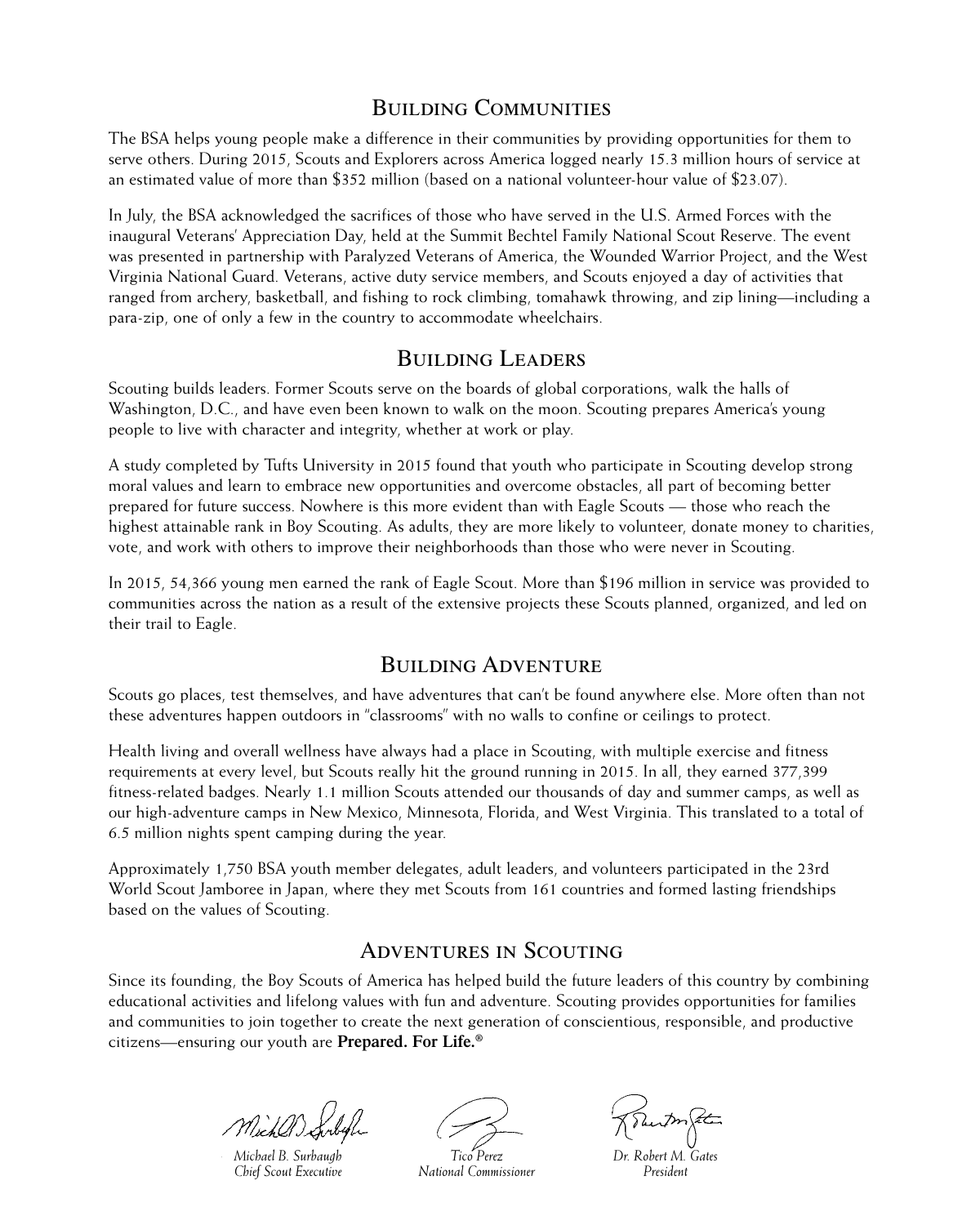## Building Communities

The BSA helps young people make a difference in their communities by providing opportunities for them to serve others. During 2015, Scouts and Explorers across America logged nearly 15.3 million hours of service at an estimated value of more than $352 million (based on a national volunteer-hour value of $23.07).

In July, the BSA acknowledged the sacrifices of those who have served in the U.S. Armed Forces with the inaugural Veterans' Appreciation Day, held at the Summit Bechtel Family National Scout Reserve. The event was presented in partnership with Paralyzed Veterans of America, the Wounded Warrior Project, and the West Virginia National Guard. Veterans, active duty service members, and Scouts enjoyed a day of activities that ranged from archery, basketball, and fishing to rock climbing, tomahawk throwing, and zip lining—including a para-zip, one of only a few in the country to accommodate wheelchairs.

## Building Leaders

Scouting builds leaders. Former Scouts serve on the boards of global corporations, walk the halls of Washington, D.C., and have even been known to walk on the moon. Scouting prepares America's young people to live with character and integrity, whether at work or play.

A study completed by Tufts University in 2015 found that youth who participate in Scouting develop strong moral values and learn to embrace new opportunities and overcome obstacles, all part of becoming better prepared for future success. Nowhere is this more evident than with Eagle Scouts — those who reach the highest attainable rank in Boy Scouting. As adults, they are more likely to volunteer, donate money to charities, vote, and work with others to improve their neighborhoods than those who were never in Scouting.

In 2015, 54,366 young men earned the rank of Eagle Scout. More than $196 million in service was provided to communities across the nation as a result of the extensive projects these Scouts planned, organized, and led on their trail to Eagle.

## Building Adventure

Scouts go places, test themselves, and have adventures that can't be found anywhere else. More often than not these adventures happen outdoors in "classrooms" with no walls to confine or ceilings to protect.

Health living and overall wellness have always had a place in Scouting, with multiple exercise and fitness requirements at every level, but Scouts really hit the ground running in 2015. In all, they earned 377,399 fitness-related badges. Nearly 1.1 million Scouts attended our thousands of day and summer camps, as well as our high-adventure camps in New Mexico, Minnesota, Florida, and West Virginia. This translated to a total of 6.5 million nights spent camping during the year.

Approximately 1,750 BSA youth member delegates, adult leaders, and volunteers participated in the 23rd World Scout Jamboree in Japan, where they met Scouts from 161 countries and formed lasting friendships based on the values of Scouting.

## Adventures in Scouting

Since its founding, the Boy Scouts of America has helped build the future leaders of this country by combining educational activities and lifelong values with fun and adventure. Scouting provides opportunities for families and communities to join together to create the next generation of conscientious, responsible, and productive citizens—ensuring our youth are **Prepared. For Life.®**

*Michael B. Surbaugh*
*Chief Scout Executive*

*Tico Perez*
*National Commissioner*

*Dr. Robert M. Gates*
*President*